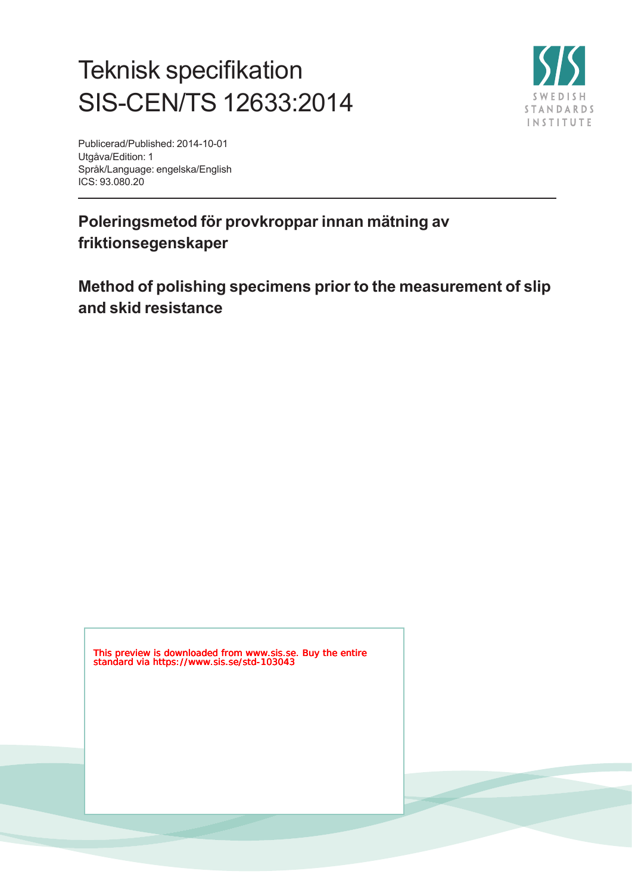# Teknisk specifikation
# SIS-CEN/TS 12633:2014

Publicerad/Published: 2014-10-01
Utgåva/Edition: 1
Språk/Language: engelska/English
ICS: 93.080.20

## Poleringsmetod för provkroppar innan mätning av friktionsegenskaper

## Method of polishing specimens prior to the measurement of slip and skid resistance

This preview is downloaded from www.sis.se. Buy the entire standard via https://www.sis.se/std-103043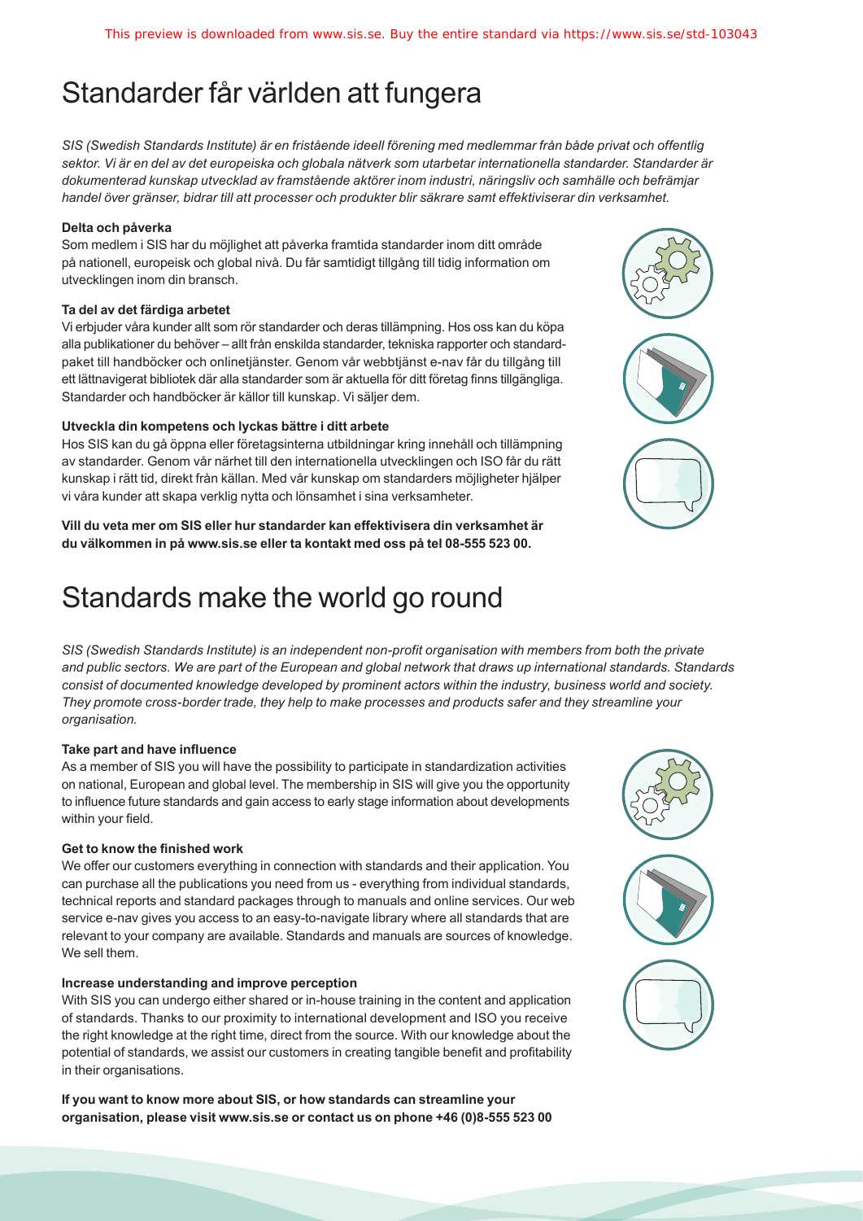# Standarder får världen att fungera

*SIS (Swedish Standards Institute) är en fristående ideell förening med medlemmar från både privat och offentlig sektor. Vi är en del av det europeiska och globala nätverk som utarbetar internationella standarder. Standarder är dokumenterad kunskap utvecklad av framstående aktörer inom industri, näringsliv och samhälle och befrämjar handel över gränser, bidrar till att processer och produkter blir säkrare samt effektiviserar din verksamhet.*

**Delta och påverka**

Som medlem i SIS har du möjlighet att påverka framtida standarder inom ditt område på nationell, europeisk och global nivå. Du får samtidigt tillgång till tidig information om utvecklingen inom din bransch.

**Ta del av det färdiga arbetet**

Vi erbjuder våra kunder allt som rör standarder och deras tillämpning. Hos oss kan du köpa alla publikationer du behöver – allt från enskilda standarder, tekniska rapporter och standardpaket till handböcker och onlinetjänster. Genom vår webbtjänst e-nav får du tillgång till ett lättnavigerat bibliotek där alla standarder som är aktuella för ditt företag finns tillgängliga. Standarder och handböcker är källor till kunskap. Vi säljer dem.

**Utveckla din kompetens och lyckas bättre i ditt arbete**

Hos SIS kan du gå öppna eller företagsinterna utbildningar kring innehåll och tillämpning av standarder. Genom vår närhet till den internationella utvecklingen och ISO får du rätt kunskap i rätt tid, direkt från källan. Med vår kunskap om standarders möjligheter hjälper vi våra kunder att skapa verklig nytta och lönsamhet i sina verksamheter.

**Vill du veta mer om SIS eller hur standarder kan effektivisera din verksamhet är du välkommen in på www.sis.se eller ta kontakt med oss på tel 08-555 523 00.**

# Standards make the world go round

*SIS (Swedish Standards Institute) is an independent non-profit organisation with members from both the private and public sectors. We are part of the European and global network that draws up international standards. Standards consist of documented knowledge developed by prominent actors within the industry, business world and society. They promote cross-border trade, they help to make processes and products safer and they streamline your organisation.*

**Take part and have influence**

As a member of SIS you will have the possibility to participate in standardization activities on national, European and global level. The membership in SIS will give you the opportunity to influence future standards and gain access to early stage information about developments within your field.

**Get to know the finished work**

We offer our customers everything in connection with standards and their application. You can purchase all the publications you need from us - everything from individual standards, technical reports and standard packages through to manuals and online services. Our web service e-nav gives you access to an easy-to-navigate library where all standards that are relevant to your company are available. Standards and manuals are sources of knowledge. We sell them.

**Increase understanding and improve perception**

With SIS you can undergo either shared or in-house training in the content and application of standards. Thanks to our proximity to international development and ISO you receive the right knowledge at the right time, direct from the source. With our knowledge about the potential of standards, we assist our customers in creating tangible benefit and profitability in their organisations.

**If you want to know more about SIS, or how standards can streamline your organisation, please visit www.sis.se or contact us on phone +46 (0)8-555 523 00**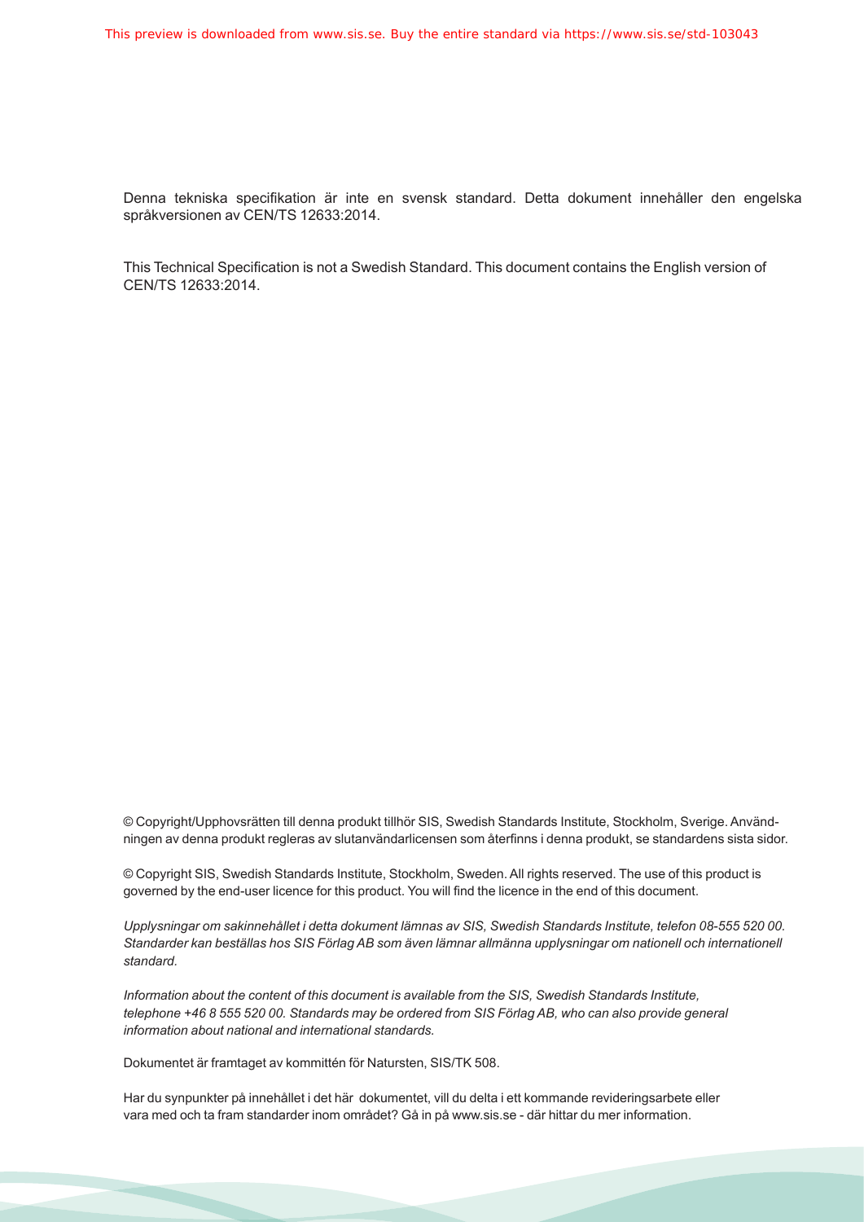Denna tekniska specifikation är inte en svensk standard. Detta dokument innehåller den engelska språkversionen av CEN/TS 12633:2014.

This Technical Specification is not a Swedish Standard. This document contains the English version of CEN/TS 12633:2014.

© Copyright/Upphovsrätten till denna produkt tillhör SIS, Swedish Standards Institute, Stockholm, Sverige. Användningen av denna produkt regleras av slutanvändarlicensen som återfinns i denna produkt, se standardens sista sidor.

© Copyright SIS, Swedish Standards Institute, Stockholm, Sweden. All rights reserved. The use of this product is governed by the end-user licence for this product. You will find the licence in the end of this document.

*Upplysningar om sakinnehållet i detta dokument lämnas av SIS, Swedish Standards Institute, telefon 08-555 520 00. Standarder kan beställas hos SIS Förlag AB som även lämnar allmänna upplysningar om nationell och internationell standard.*

*Information about the content of this document is available from the SIS, Swedish Standards Institute, telephone +46 8 555 520 00. Standards may be ordered from SIS Förlag AB, who can also provide general information about national and international standards.*

Dokumentet är framtaget av kommittén för Natursten, SIS/TK 508.

Har du synpunkter på innehållet i det här dokumentet, vill du delta i ett kommande revideringsarbete eller vara med och ta fram standarder inom området? Gå in på www.sis.se - där hittar du mer information.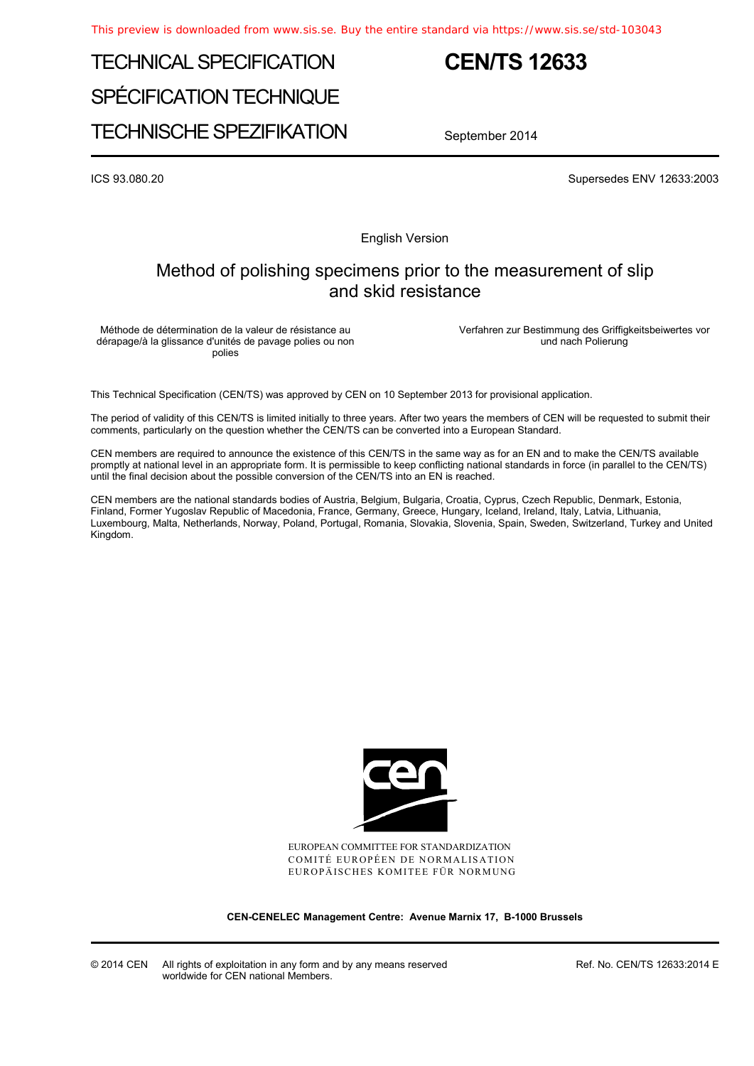This preview is downloaded from www.sis.se. Buy the entire standard via https://www.sis.se/std-103043

# TECHNICAL SPECIFICATION

# SPÉCIFICATION TECHNIQUE

# TECHNISCHE SPEZIFIKATION

# CEN/TS 12633

September 2014

ICS 93.080.20

Supersedes ENV 12633:2003

English Version

## Method of polishing specimens prior to the measurement of slip and skid resistance

Méthode de détermination de la valeur de résistance au dérapage/à la glissance d'unités de pavage polies ou non polies

Verfahren zur Bestimmung des Griffigkeitsbeiwertes vor und nach Polierung

This Technical Specification (CEN/TS) was approved by CEN on 10 September 2013 for provisional application.

The period of validity of this CEN/TS is limited initially to three years. After two years the members of CEN will be requested to submit their comments, particularly on the question whether the CEN/TS can be converted into a European Standard.

CEN members are required to announce the existence of this CEN/TS in the same way as for an EN and to make the CEN/TS available promptly at national level in an appropriate form. It is permissible to keep conflicting national standards in force (in parallel to the CEN/TS) until the final decision about the possible conversion of the CEN/TS into an EN is reached.

CEN members are the national standards bodies of Austria, Belgium, Bulgaria, Croatia, Cyprus, Czech Republic, Denmark, Estonia, Finland, Former Yugoslav Republic of Macedonia, France, Germany, Greece, Hungary, Iceland, Ireland, Italy, Latvia, Lithuania, Luxembourg, Malta, Netherlands, Norway, Poland, Portugal, Romania, Slovakia, Slovenia, Spain, Sweden, Switzerland, Turkey and United Kingdom.

EUROPEAN COMMITTEE FOR STANDARDIZATION
COMITÉ EUROPÉEN DE NORMALISATION
EUROPÄISCHES KOMITEE FÜR NORMUNG

**CEN-CENELEC Management Centre: Avenue Marnix 17, B-1000 Brussels**

© 2014 CEN All rights of exploitation in any form and by any means reserved worldwide for CEN national Members.

Ref. No. CEN/TS 12633:2014 E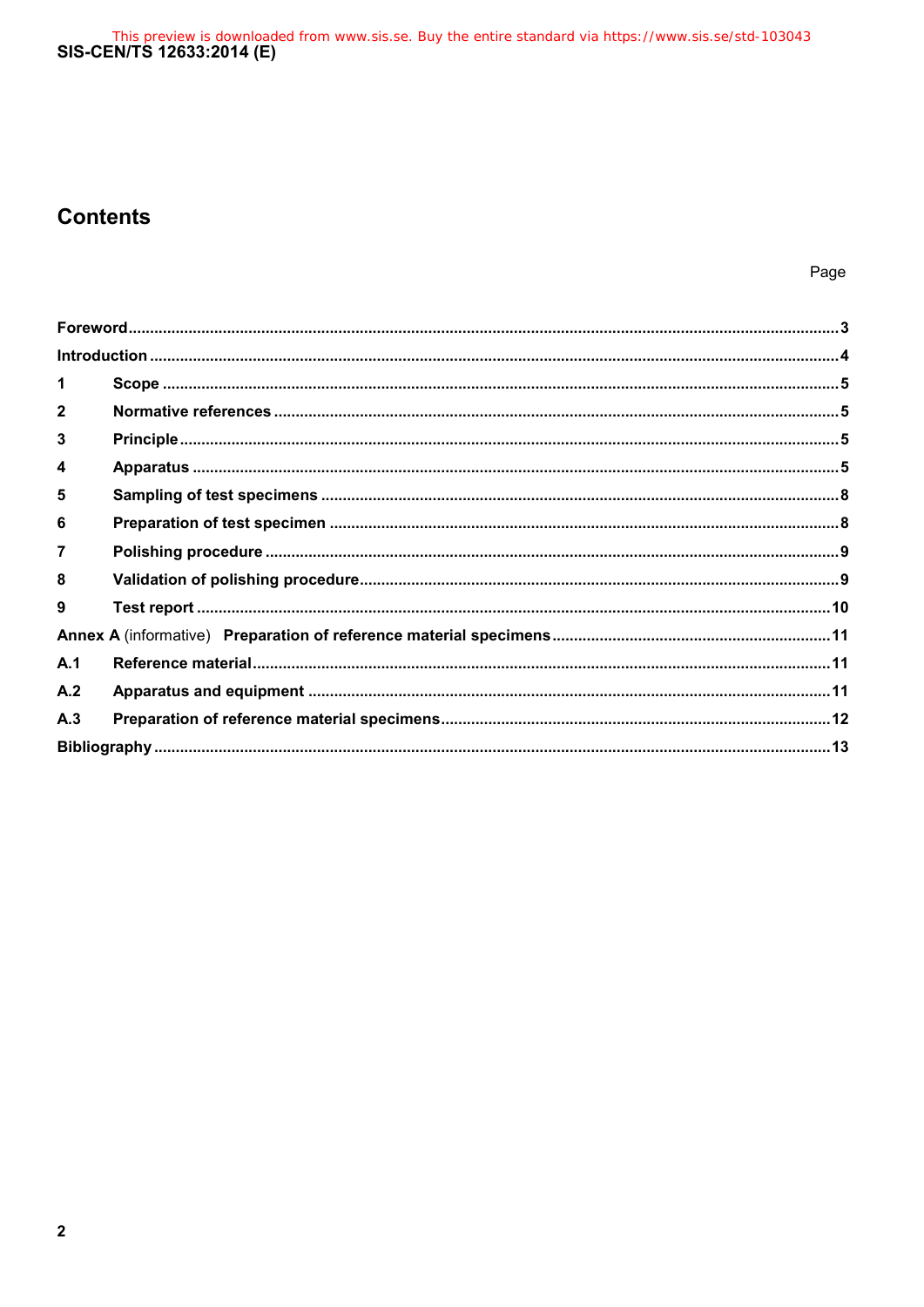# Contents

| | | Page |
|---|---|---|
| Foreword | | 3 |
| Introduction | | 4 |
| 1 | Scope | 5 |
| 2 | Normative references | 5 |
| 3 | Principle | 5 |
| 4 | Apparatus | 5 |
| 5 | Sampling of test specimens | 8 |
| 6 | Preparation of test specimen | 8 |
| 7 | Polishing procedure | 9 |
| 8 | Validation of polishing procedure | 9 |
| 9 | Test report | 10 |
| Annex A (informative) | Preparation of reference material specimens | 11 |
| A.1 | Reference material | 11 |
| A.2 | Apparatus and equipment | 11 |
| A.3 | Preparation of reference material specimens | 12 |
| Bibliography | | 13 |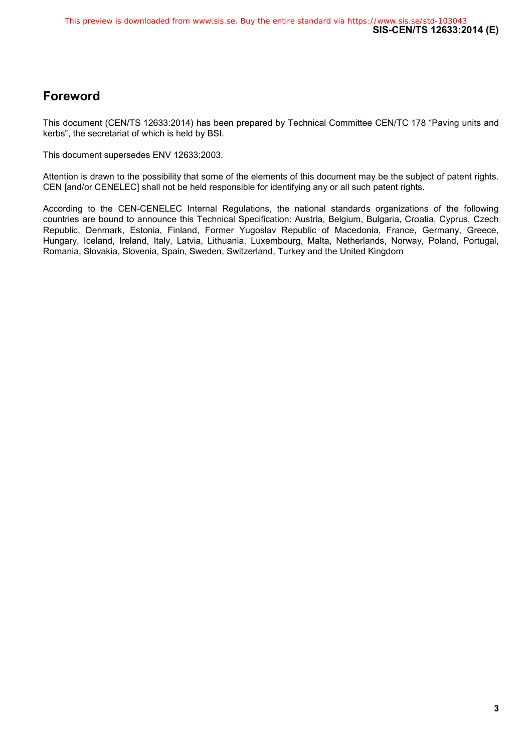## Foreword

This document (CEN/TS 12633:2014) has been prepared by Technical Committee CEN/TC 178 “Paving units and kerbs”, the secretariat of which is held by BSI.

This document supersedes ENV 12633:2003.

Attention is drawn to the possibility that some of the elements of this document may be the subject of patent rights. CEN [and/or CENELEC] shall not be held responsible for identifying any or all such patent rights.

According to the CEN-CENELEC Internal Regulations, the national standards organizations of the following countries are bound to announce this Technical Specification: Austria, Belgium, Bulgaria, Croatia, Cyprus, Czech Republic, Denmark, Estonia, Finland, Former Yugoslav Republic of Macedonia, France, Germany, Greece, Hungary, Iceland, Ireland, Italy, Latvia, Lithuania, Luxembourg, Malta, Netherlands, Norway, Poland, Portugal, Romania, Slovakia, Slovenia, Spain, Sweden, Switzerland, Turkey and the United Kingdom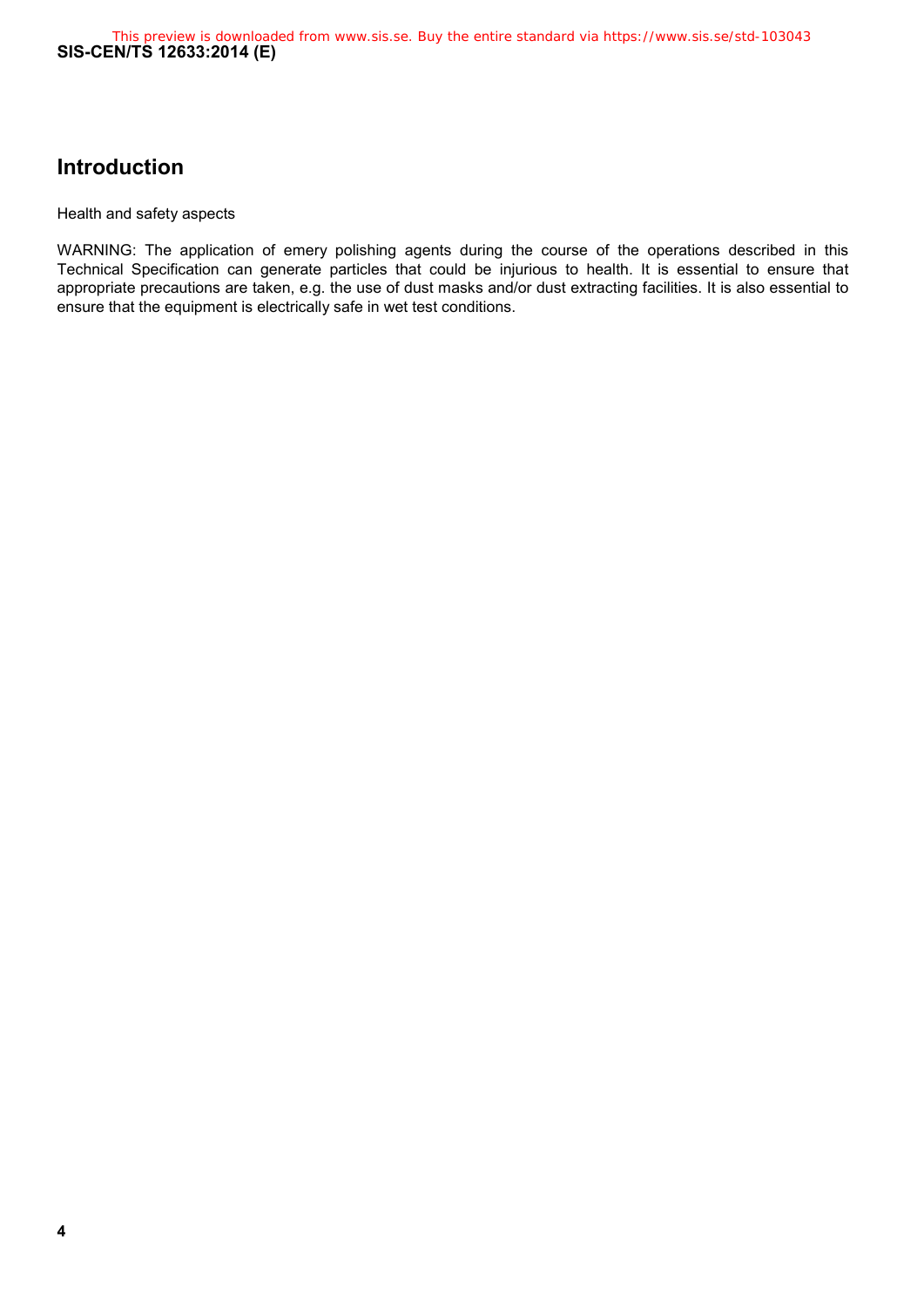## Introduction

Health and safety aspects

WARNING: The application of emery polishing agents during the course of the operations described in this Technical Specification can generate particles that could be injurious to health. It is essential to ensure that appropriate precautions are taken, e.g. the use of dust masks and/or dust extracting facilities. It is also essential to ensure that the equipment is electrically safe in wet test conditions.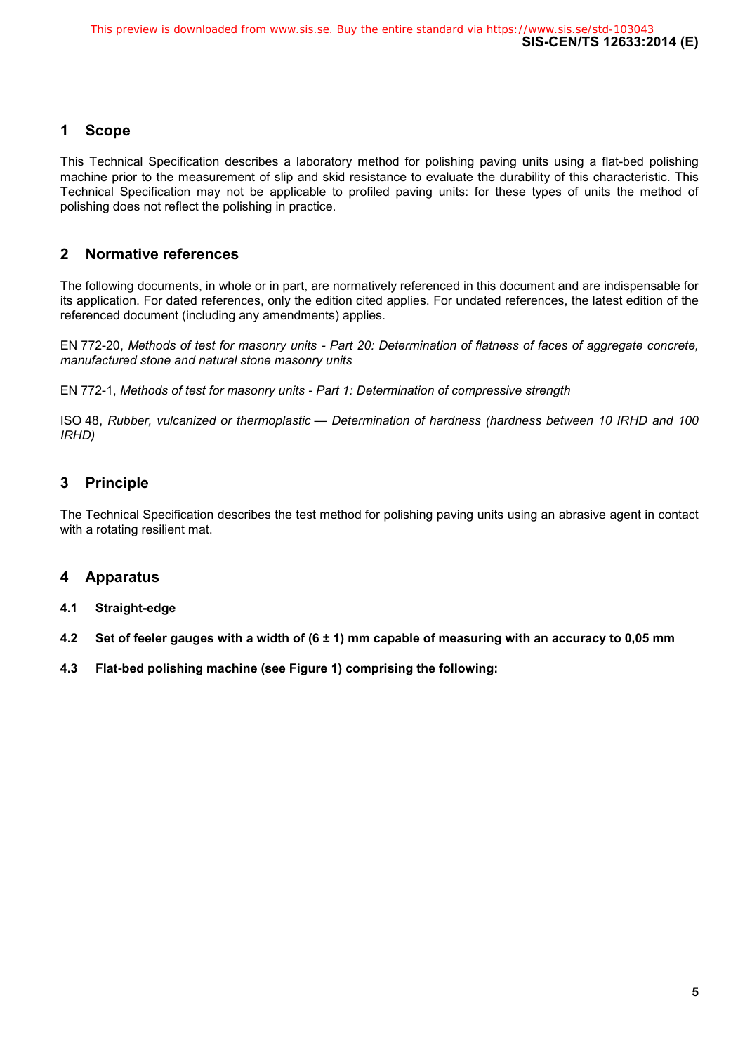## 1 Scope

This Technical Specification describes a laboratory method for polishing paving units using a flat-bed polishing machine prior to the measurement of slip and skid resistance to evaluate the durability of this characteristic. This Technical Specification may not be applicable to profiled paving units: for these types of units the method of polishing does not reflect the polishing in practice.

## 2 Normative references

The following documents, in whole or in part, are normatively referenced in this document and are indispensable for its application. For dated references, only the edition cited applies. For undated references, the latest edition of the referenced document (including any amendments) applies.

EN 772-20, *Methods of test for masonry units - Part 20: Determination of flatness of faces of aggregate concrete, manufactured stone and natural stone masonry units*

EN 772-1, *Methods of test for masonry units - Part 1: Determination of compressive strength*

ISO 48, *Rubber, vulcanized or thermoplastic — Determination of hardness (hardness between 10 IRHD and 100 IRHD)*

## 3 Principle

The Technical Specification describes the test method for polishing paving units using an abrasive agent in contact with a rotating resilient mat.

## 4 Apparatus

### 4.1 Straight-edge

### 4.2 Set of feeler gauges with a width of (6 ± 1) mm capable of measuring with an accuracy to 0,05 mm

### 4.3 Flat-bed polishing machine (see Figure 1) comprising the following: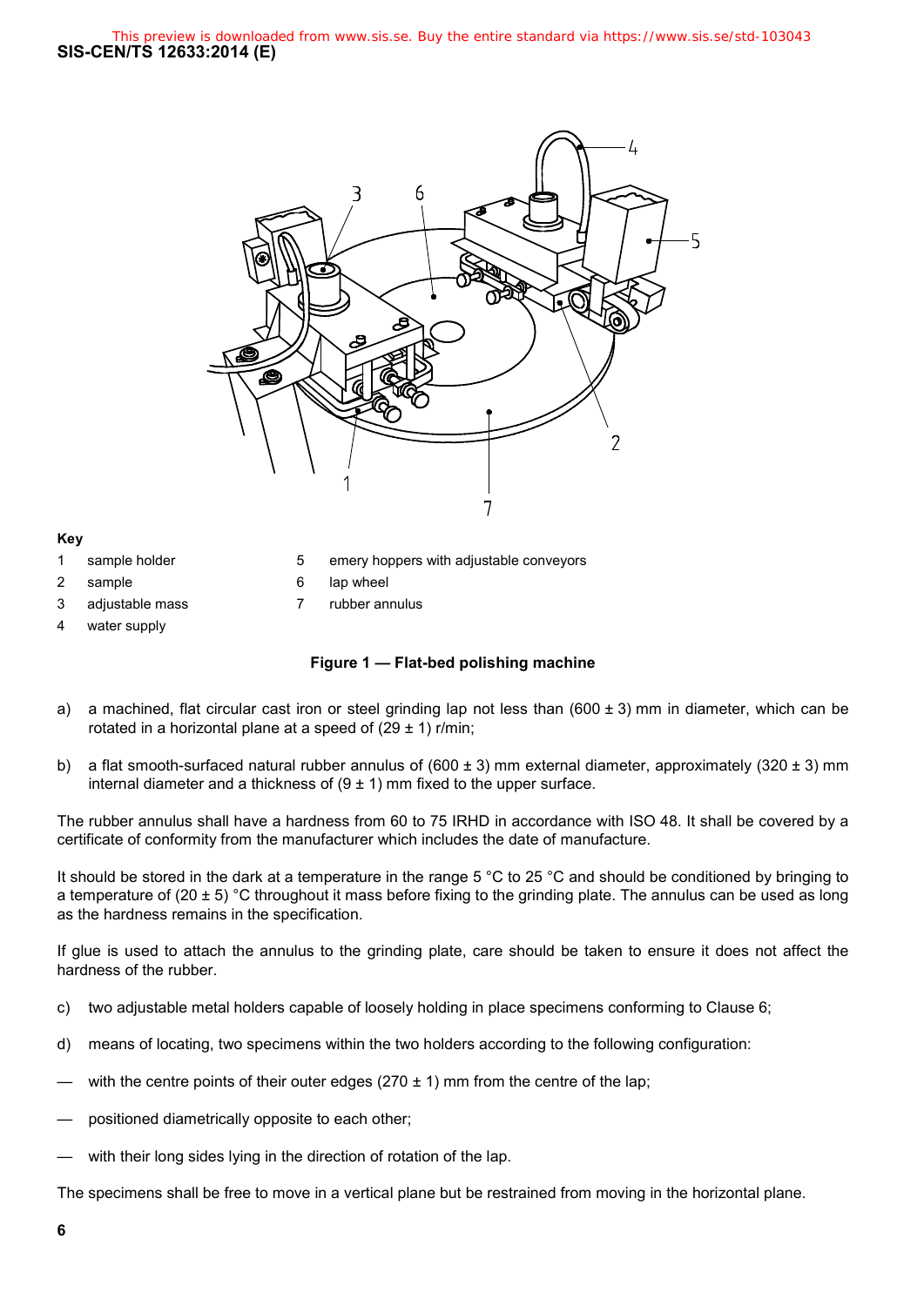**Key**

1 sample holder
2 sample
3 adjustable mass
4 water supply
5 emery hoppers with adjustable conveyors
6 lap wheel
7 rubber annulus

**Figure 1 — Flat-bed polishing machine**

a) a machined, flat circular cast iron or steel grinding lap not less than (600 ± 3) mm in diameter, which can be rotated in a horizontal plane at a speed of (29 ± 1) r/min;

b) a flat smooth-surfaced natural rubber annulus of (600 ± 3) mm external diameter, approximately (320 ± 3) mm internal diameter and a thickness of (9 ± 1) mm fixed to the upper surface.

The rubber annulus shall have a hardness from 60 to 75 IRHD in accordance with ISO 48. It shall be covered by a certificate of conformity from the manufacturer which includes the date of manufacture.

It should be stored in the dark at a temperature in the range 5 °C to 25 °C and should be conditioned by bringing to a temperature of (20 ± 5) °C throughout it mass before fixing to the grinding plate. The annulus can be used as long as the hardness remains in the specification.

If glue is used to attach the annulus to the grinding plate, care should be taken to ensure it does not affect the hardness of the rubber.

c) two adjustable metal holders capable of loosely holding in place specimens conforming to Clause 6;

d) means of locating, two specimens within the two holders according to the following configuration:

— with the centre points of their outer edges (270 ± 1) mm from the centre of the lap;

— positioned diametrically opposite to each other;

— with their long sides lying in the direction of rotation of the lap.

The specimens shall be free to move in a vertical plane but be restrained from moving in the horizontal plane.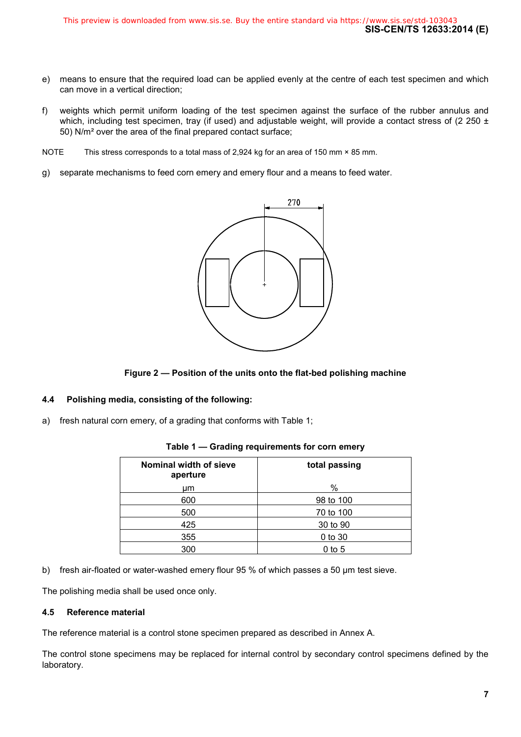e) means to ensure that the required load can be applied evenly at the centre of each test specimen and which can move in a vertical direction;

f) weights which permit uniform loading of the test specimen against the surface of the rubber annulus and which, including test specimen, tray (if used) and adjustable weight, will provide a contact stress of (2 250 ± 50) N/m² over the area of the final prepared contact surface;

NOTE This stress corresponds to a total mass of 2,924 kg for an area of 150 mm × 85 mm.

g) separate mechanisms to feed corn emery and emery flour and a means to feed water.

270

**Figure 2 — Position of the units onto the flat-bed polishing machine**

### 4.4 Polishing media, consisting of the following:

a) fresh natural corn emery, of a grading that conforms with Table 1;

**Table 1 — Grading requirements for corn emery**

| Nominal width of sieve aperture<br>µm | total passing<br>% |
|---|---|
| 600 | 98 to 100 |
| 500 | 70 to 100 |
| 425 | 30 to 90 |
| 355 | 0 to 30 |
| 300 | 0 to 5 |

b) fresh air-floated or water-washed emery flour 95 % of which passes a 50 µm test sieve.

The polishing media shall be used once only.

### 4.5 Reference material

The reference material is a control stone specimen prepared as described in Annex A.

The control stone specimens may be replaced for internal control by secondary control specimens defined by the laboratory.